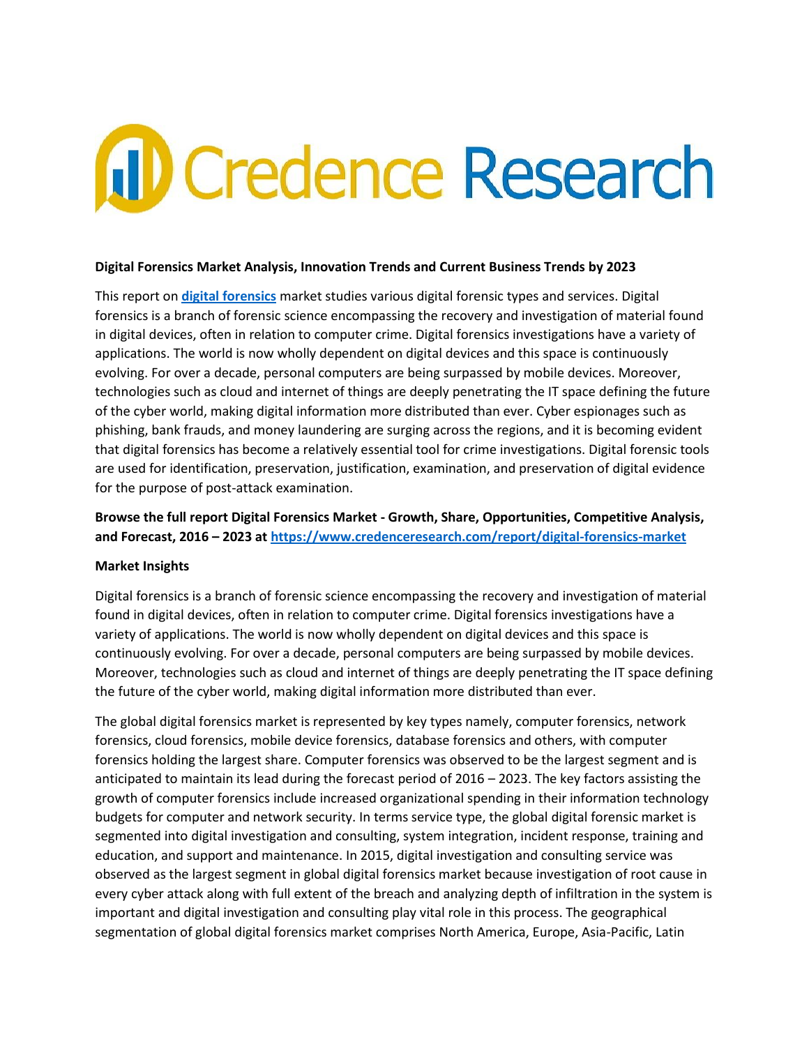Credence Research

**Digital Forensics Market Analysis, Innovation Trends and Current Business Trends by 2023**

This report on **[digital forensics](https://www.credenceresearch.com/report/digital-forensics-market)** market studies various digital forensic types and services. Digital forensics is a branch of forensic science encompassing the recovery and investigation of material found in digital devices, often in relation to computer crime. Digital forensics investigations have a variety of applications. The world is now wholly dependent on digital devices and this space is continuously evolving. For over a decade, personal computers are being surpassed by mobile devices. Moreover, technologies such as cloud and internet of things are deeply penetrating the IT space defining the future of the cyber world, making digital information more distributed than ever. Cyber espionages such as phishing, bank frauds, and money laundering are surging across the regions, and it is becoming evident that digital forensics has become a relatively essential tool for crime investigations. Digital forensic tools are used for identification, preservation, justification, examination, and preservation of digital evidence for the purpose of post-attack examination.

**Browse the full report Digital Forensics Market - Growth, Share, Opportunities, Competitive Analysis, and Forecast, 2016 – 2023 at https://www.credenceresearch.com/report/digital-forensics-market**

**Market Insights**

Digital forensics is a branch of forensic science encompassing the recovery and investigation of material found in digital devices, often in relation to computer crime. Digital forensics investigations have a variety of applications. The world is now wholly dependent on digital devices and this space is continuously evolving. For over a decade, personal computers are being surpassed by mobile devices. Moreover, technologies such as cloud and internet of things are deeply penetrating the IT space defining the future of the cyber world, making digital information more distributed than ever.

The global digital forensics market is represented by key types namely, computer forensics, network forensics, cloud forensics, mobile device forensics, database forensics and others, with computer forensics holding the largest share. Computer forensics was observed to be the largest segment and is anticipated to maintain its lead during the forecast period of 2016 – 2023. The key factors assisting the growth of computer forensics include increased organizational spending in their information technology budgets for computer and network security. In terms service type, the global digital forensic market is segmented into digital investigation and consulting, system integration, incident response, training and education, and support and maintenance. In 2015, digital investigation and consulting service was observed as the largest segment in global digital forensics market because investigation of root cause in every cyber attack along with full extent of the breach and analyzing depth of infiltration in the system is important and digital investigation and consulting play vital role in this process. The geographical segmentation of global digital forensics market comprises North America, Europe, Asia-Pacific, Latin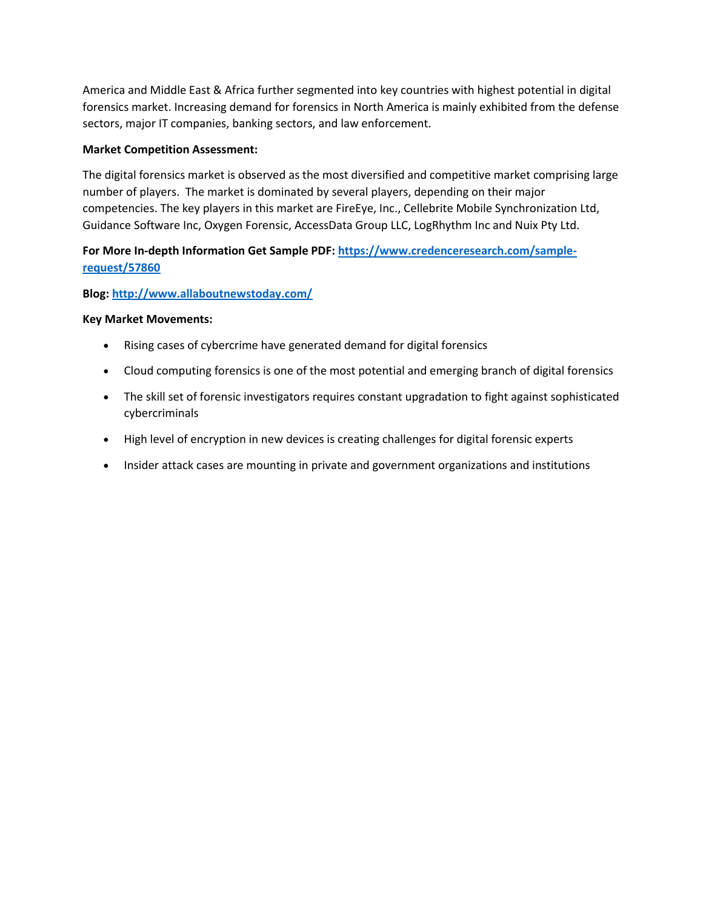America and Middle East & Africa further segmented into key countries with highest potential in digital forensics market. Increasing demand for forensics in North America is mainly exhibited from the defense sectors, major IT companies, banking sectors, and law enforcement.

**Market Competition Assessment:**

The digital forensics market is observed as the most diversified and competitive market comprising large number of players. The market is dominated by several players, depending on their major competencies. The key players in this market are FireEye, Inc., Cellebrite Mobile Synchronization Ltd, Guidance Software Inc, Oxygen Forensic, AccessData Group LLC, LogRhythm Inc and Nuix Pty Ltd.

**For More In-depth Information Get Sample PDF:** [https://www.credenceresearch.com/sample-request/57860](https://www.credenceresearch.com/sample-request/57860)

**Blog:** [http://www.allaboutnewstoday.com/](http://www.allaboutnewstoday.com/)

**Key Market Movements:**

- Rising cases of cybercrime have generated demand for digital forensics
- Cloud computing forensics is one of the most potential and emerging branch of digital forensics
- The skill set of forensic investigators requires constant upgradation to fight against sophisticated cybercriminals
- High level of encryption in new devices is creating challenges for digital forensic experts
- Insider attack cases are mounting in private and government organizations and institutions